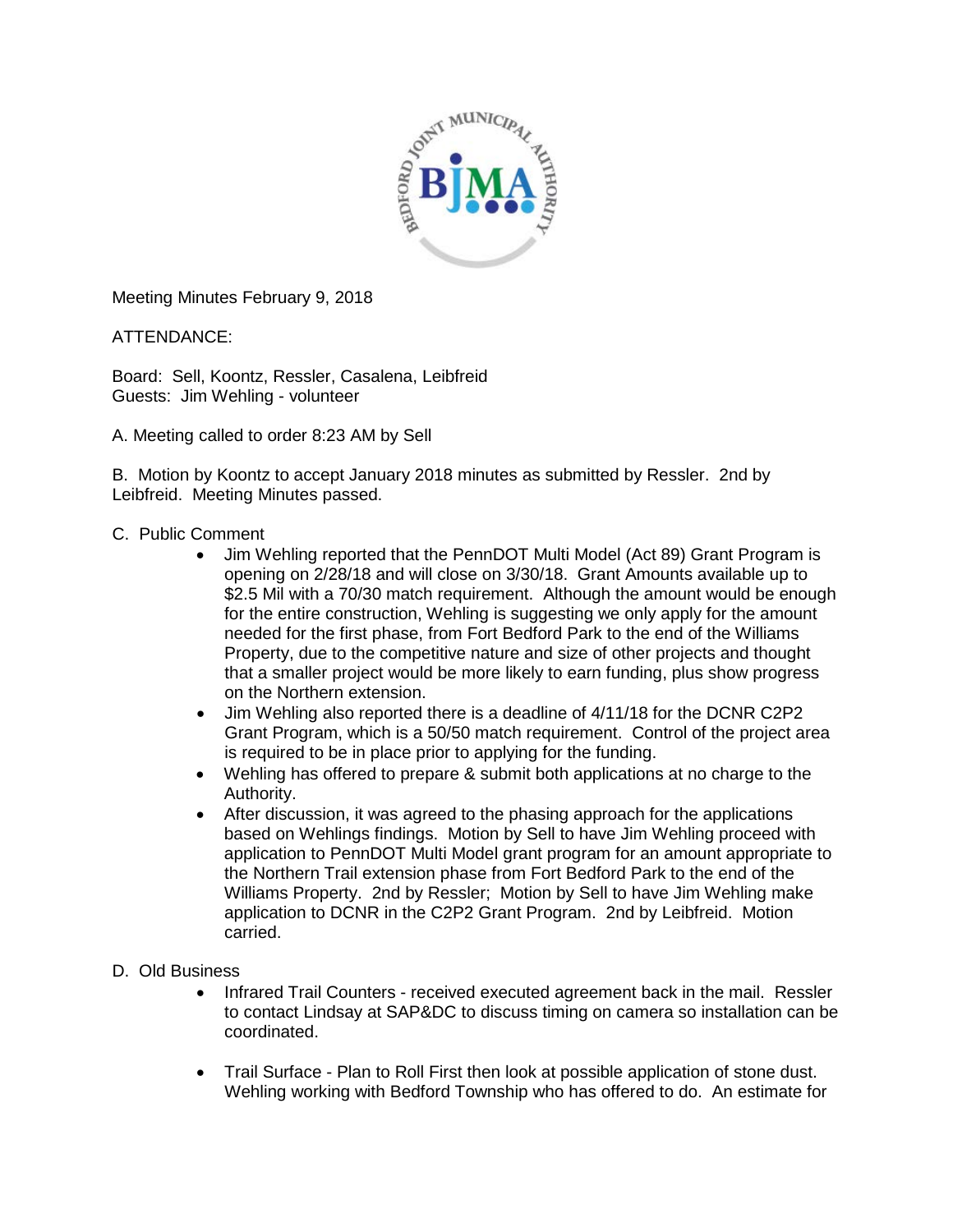Meeting Minutes February 9, 2018

ATTENDANCE:

Board: Sell, Koontz, Ressler, Casalena, Leibfreid
Guests: Jim Wehling - volunteer

A. Meeting called to order 8:23 AM by Sell

B. Motion by Koontz to accept January 2018 minutes as submitted by Ressler. 2nd by Leibfreid. Meeting Minutes passed.

C. Public Comment

- Jim Wehling reported that the PennDOT Multi Model (Act 89) Grant Program is opening on 2/28/18 and will close on 3/30/18. Grant Amounts available up to $2.5 Mil with a 70/30 match requirement. Although the amount would be enough for the entire construction, Wehling is suggesting we only apply for the amount needed for the first phase, from Fort Bedford Park to the end of the Williams Property, due to the competitive nature and size of other projects and thought that a smaller project would be more likely to earn funding, plus show progress on the Northern extension.
- Jim Wehling also reported there is a deadline of 4/11/18 for the DCNR C2P2 Grant Program, which is a 50/50 match requirement. Control of the project area is required to be in place prior to applying for the funding.
- Wehling has offered to prepare & submit both applications at no charge to the Authority.
- After discussion, it was agreed to the phasing approach for the applications based on Wehlings findings. Motion by Sell to have Jim Wehling proceed with application to PennDOT Multi Model grant program for an amount appropriate to the Northern Trail extension phase from Fort Bedford Park to the end of the Williams Property. 2nd by Ressler; Motion by Sell to have Jim Wehling make application to DCNR in the C2P2 Grant Program. 2nd by Leibfreid. Motion carried.

D. Old Business

- Infrared Trail Counters - received executed agreement back in the mail. Ressler to contact Lindsay at SAP&DC to discuss timing on camera so installation can be coordinated.

- Trail Surface - Plan to Roll First then look at possible application of stone dust. Wehling working with Bedford Township who has offered to do. An estimate for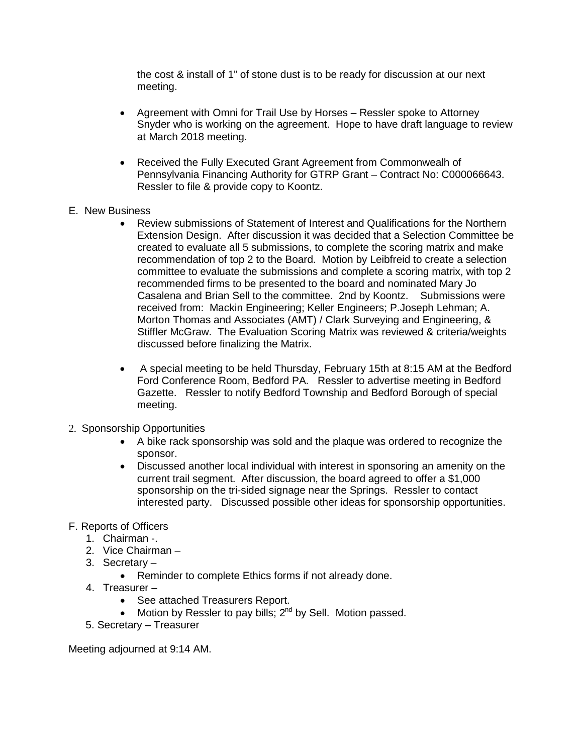the cost & install of 1" of stone dust is to be ready for discussion at our next meeting.

- Agreement with Omni for Trail Use by Horses – Ressler spoke to Attorney Snyder who is working on the agreement. Hope to have draft language to review at March 2018 meeting.

- Received the Fully Executed Grant Agreement from Commonwealh of Pennsylvania Financing Authority for GTRP Grant – Contract No: C000066643. Ressler to file & provide copy to Koontz.

E. New Business

- Review submissions of Statement of Interest and Qualifications for the Northern Extension Design. After discussion it was decided that a Selection Committee be created to evaluate all 5 submissions, to complete the scoring matrix and make recommendation of top 2 to the Board. Motion by Leibfreid to create a selection committee to evaluate the submissions and complete a scoring matrix, with top 2 recommended firms to be presented to the board and nominated Mary Jo Casalena and Brian Sell to the committee. 2nd by Koontz. Submissions were received from: Mackin Engineering; Keller Engineers; P.Joseph Lehman; A. Morton Thomas and Associates (AMT) / Clark Surveying and Engineering, & Stiffler McGraw. The Evaluation Scoring Matrix was reviewed & criteria/weights discussed before finalizing the Matrix.

- A special meeting to be held Thursday, February 15th at 8:15 AM at the Bedford Ford Conference Room, Bedford PA. Ressler to advertise meeting in Bedford Gazette. Ressler to notify Bedford Township and Bedford Borough of special meeting.

2. Sponsorship Opportunities
   - A bike rack sponsorship was sold and the plaque was ordered to recognize the sponsor.
   - Discussed another local individual with interest in sponsoring an amenity on the current trail segment. After discussion, the board agreed to offer a $1,000 sponsorship on the tri-sided signage near the Springs. Ressler to contact interested party. Discussed possible other ideas for sponsorship opportunities.

F. Reports of Officers

1. Chairman -.
2. Vice Chairman –
3. Secretary –
   - Reminder to complete Ethics forms if not already done.
4. Treasurer –
   - See attached Treasurers Report.
   - Motion by Ressler to pay bills; 2nd by Sell. Motion passed.
5. Secretary – Treasurer

Meeting adjourned at 9:14 AM.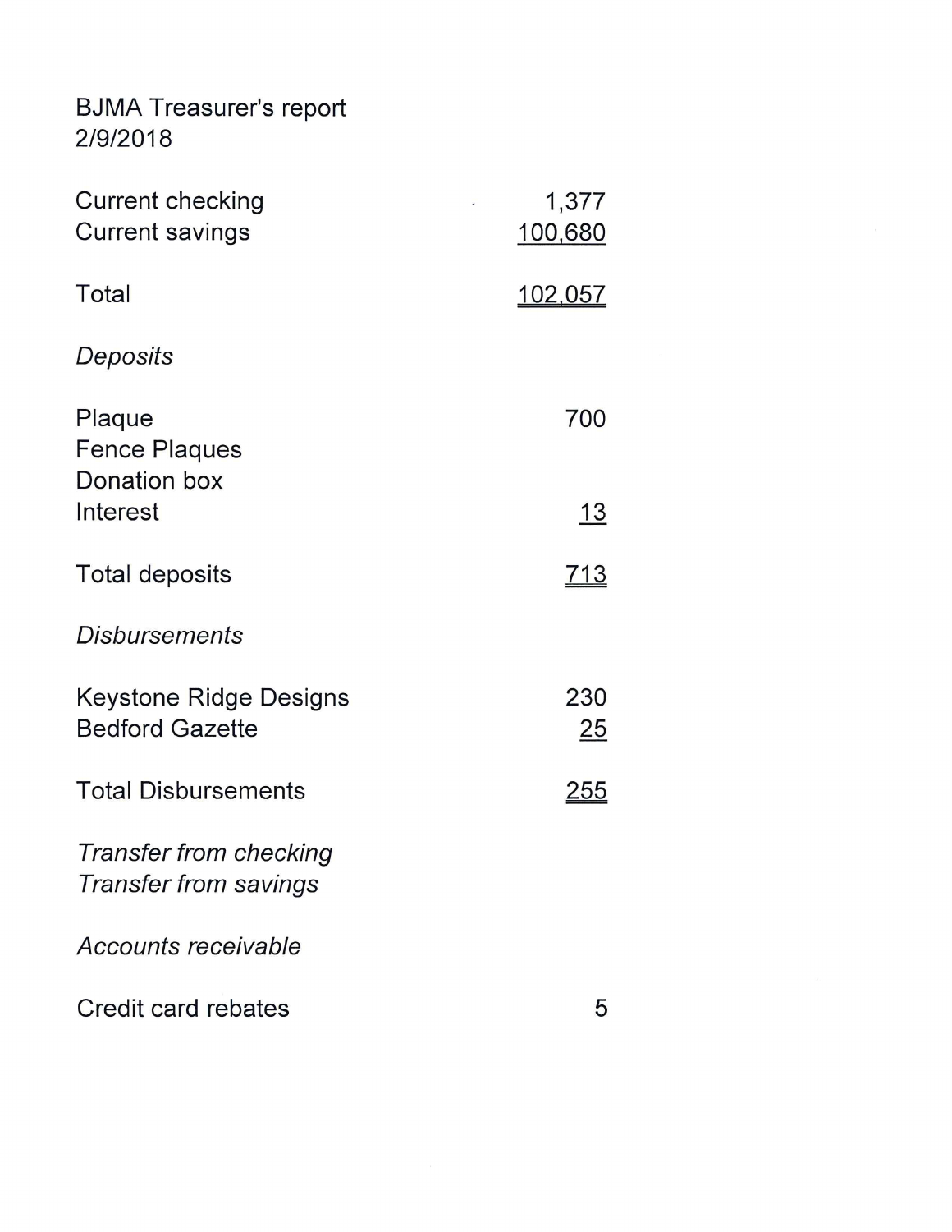BJMA Treasurer's report
2/9/2018

| | |
|---|---|
| Current checking | 1,377 |
| Current savings | 100,680 |
| | |
| Total | 102,057 |
| | |
| *Deposits* | |
| | |
| Plaque | 700 |
| Fence Plaques | |
| Donation box | |
| Interest | 13 |
| | |
| Total deposits | 713 |
| | |
| *Disbursements* | |
| | |
| Keystone Ridge Designs | 230 |
| Bedford Gazette | 25 |
| | |
| Total Disbursements | 255 |
| | |
| *Transfer from checking* | |
| *Transfer from savings* | |
| | |
| *Accounts receivable* | |
| | |
| Credit card rebates | 5 |